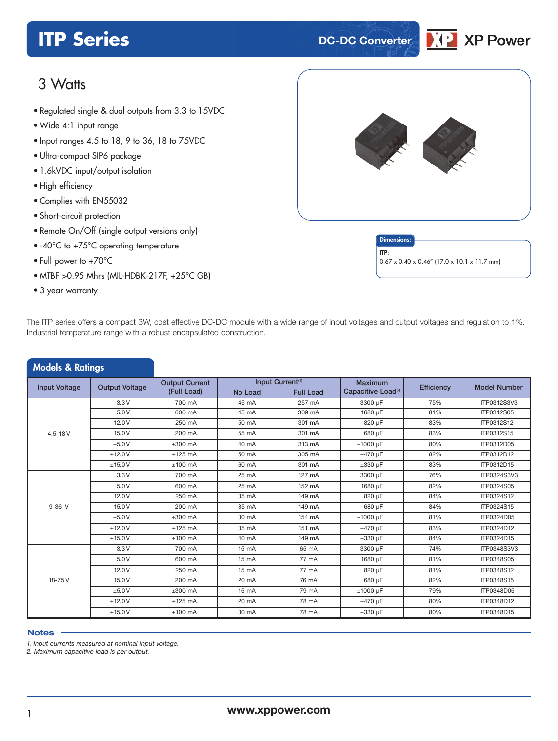# ITP Series

DC-DC Converter

XP Power

## 3 Watts

- Regulated single & dual outputs from 3.3 to 15VDC
- Wide 4:1 input range
- Input ranges 4.5 to 18, 9 to 36, 18 to 75VDC
- Ultra-compact SIP6 package
- 1.6kVDC input/output isolation
- High efficiency
- Complies with EN55032
- Short-circuit protection
- Remote On/Off (single output versions only)
- -40°C to +75°C operating temperature
- Full power to +70°C
- MTBF >0.95 Mhrs (MIL-HDBK-217F, +25°C GB)
- 3 year warranty

**Dimensions:**

**ITP:**
0.67 x 0.40 x 0.46" (17.0 x 10.1 x 11.7 mm)

The ITP series offers a compact 3W, cost effective DC-DC module with a wide range of input voltages and output voltages and regulation to 1%. Industrial temperature range with a robust encapsulated construction.

## Models & Ratings

| Input Voltage | Output Voltage | Output Current (Full Load) | Input Current[1] | | Maximum Capacitive Load[2] | Efficiency | Model Number |
|---|---|---|---|---|---|---|---|
| | | | No Load | Full Load | | | |
| 4.5-18 V | 3.3 V | 700 mA | 45 mA | 257 mA | 3300 µF | 75% | ITP0312S3V3 |
| | 5.0 V | 600 mA | 45 mA | 309 mA | 1680 µF | 81% | ITP0312S05 |
| | 12.0 V | 250 mA | 50 mA | 301 mA | 820 µF | 83% | ITP0312S12 |
| | 15.0 V | 200 mA | 55 mA | 301 mA | 680 µF | 83% | ITP0312S15 |
| | ±5.0 V | ±300 mA | 40 mA | 313 mA | ±1000 µF | 80% | ITP0312D05 |
| | ±12.0 V | ±125 mA | 50 mA | 305 mA | ±470 µF | 82% | ITP0312D12 |
| | ±15.0 V | ±100 mA | 60 mA | 301 mA | ±330 µF | 83% | ITP0312D15 |
| 9-36 V | 3.3 V | 700 mA | 25 mA | 127 mA | 3300 µF | 76% | ITP0324S3V3 |
| | 5.0 V | 600 mA | 25 mA | 152 mA | 1680 µF | 82% | ITP0324S05 |
| | 12.0 V | 250 mA | 35 mA | 149 mA | 820 µF | 84% | ITP0324S12 |
| | 15.0 V | 200 mA | 35 mA | 149 mA | 680 µF | 84% | ITP0324S15 |
| | ±5.0 V | ±300 mA | 30 mA | 154 mA | ±1000 µF | 81% | ITP0324D05 |
| | ±12.0 V | ±125 mA | 35 mA | 151 mA | ±470 µF | 83% | ITP0324D12 |
| | ±15.0 V | ±100 mA | 40 mA | 149 mA | ±330 µF | 84% | ITP0324D15 |
| 18-75 V | 3.3 V | 700 mA | 15 mA | 65 mA | 3300 µF | 74% | ITP0348S3V3 |
| | 5.0 V | 600 mA | 15 mA | 77 mA | 1680 µF | 81% | ITP0348S05 |
| | 12.0 V | 250 mA | 15 mA | 77 mA | 820 µF | 81% | ITP0348S12 |
| | 15.0 V | 200 mA | 20 mA | 76 mA | 680 µF | 82% | ITP0348S15 |
| | ±5.0 V | ±300 mA | 15 mA | 79 mA | ±1000 µF | 79% | ITP0348D05 |
| | ±12.0 V | ±125 mA | 20 mA | 78 mA | ±470 µF | 80% | ITP0348D12 |
| | ±15.0 V | ±100 mA | 30 mA | 78 mA | ±330 µF | 80% | ITP0348D15 |

### Notes

*1. Input currents measured at nominal input voltage.*
*2. Maximum capacitive load is per output.*

www.xppower.com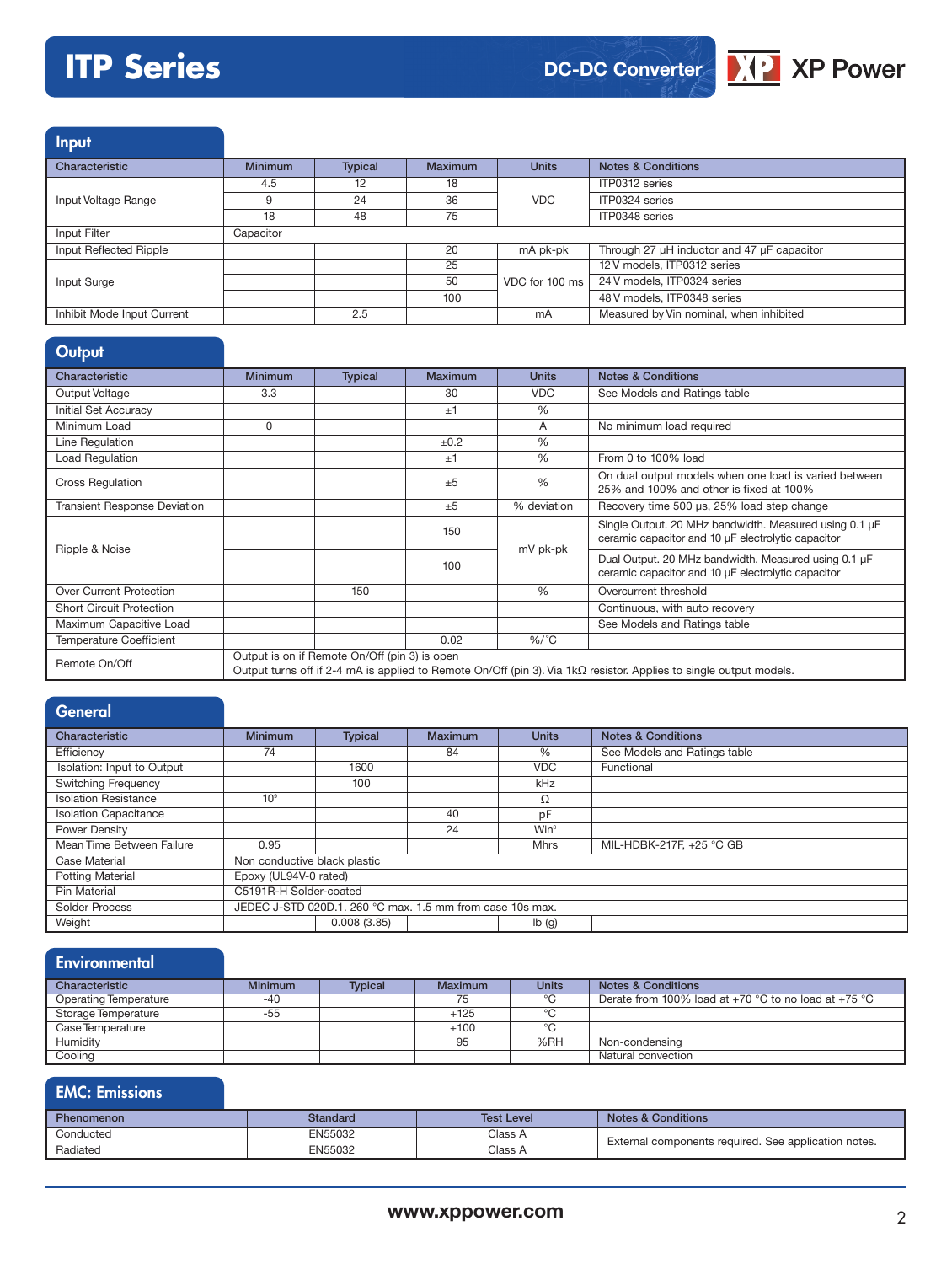# ITP Series

DC-DC Converter

## Input

| Characteristic | Minimum | Typical | Maximum | Units | Notes & Conditions |
|---|---|---|---|---|---|
| Input Voltage Range | 4.5 | 12 | 18 | VDC | ITP0312 series |
| | 9 | 24 | 36 | | ITP0324 series |
| | 18 | 48 | 75 | | ITP0348 series |
| Input Filter | Capacitor | | | | |
| Input Reflected Ripple | | | 20 | mA pk-pk | Through 27 µH inductor and 47 µF capacitor |
| Input Surge | | | 25 | VDC for 100 ms | 12 V models, ITP0312 series |
| | | | 50 | | 24 V models, ITP0324 series |
| | | | 100 | | 48 V models, ITP0348 series |
| Inhibit Mode Input Current | | 2.5 | | mA | Measured by Vin nominal, when inhibited |

## Output

| Characteristic | Minimum | Typical | Maximum | Units | Notes & Conditions |
|---|---|---|---|---|---|
| Output Voltage | 3.3 | | 30 | VDC | See Models and Ratings table |
| Initial Set Accuracy | | | ±1 | % | |
| Minimum Load | 0 | | | A | No minimum load required |
| Line Regulation | | | ±0.2 | % | |
| Load Regulation | | | ±1 | % | From 0 to 100% load |
| Cross Regulation | | | ±5 | % | On dual output models when one load is varied between 25% and 100% and other is fixed at 100% |
| Transient Response Deviation | | | ±5 | % deviation | Recovery time 500 µs, 25% load step change |
| Ripple & Noise | | | 150 | mV pk-pk | Single Output. 20 MHz bandwidth. Measured using 0.1 µF ceramic capacitor and 10 µF electrolytic capacitor |
| | | | 100 | | Dual Output. 20 MHz bandwidth. Measured using 0.1 µF ceramic capacitor and 10 µF electrolytic capacitor |
| Over Current Protection | | 150 | | % | Overcurrent threshold |
| Short Circuit Protection | | | | | Continuous, with auto recovery |
| Maximum Capacitive Load | | | | | See Models and Ratings table |
| Temperature Coefficient | | | 0.02 | %/°C | |
| Remote On/Off | Output is on if Remote On/Off (pin 3) is open<br>Output turns off if 2-4 mA is applied to Remote On/Off (pin 3). Via 1kΩ resistor. Applies to single output models. | | | | |

## General

| Characteristic | Minimum | Typical | Maximum | Units | Notes & Conditions |
|---|---|---|---|---|---|
| Efficiency | 74 | | 84 | % | See Models and Ratings table |
| Isolation: Input to Output | | 1600 | | VDC | Functional |
| Switching Frequency | | 100 | | kHz | |
| Isolation Resistance | $10^9$ | | | Ω | |
| Isolation Capacitance | | | 40 | pF | |
| Power Density | | | 24 | $Win^3$ | |
| Mean Time Between Failure | 0.95 | | | Mhrs | MIL-HDBK-217F, +25 °C GB |
| Case Material | Non conductive black plastic | | | | |
| Potting Material | Epoxy (UL94V-0 rated) | | | | |
| Pin Material | C5191R-H Solder-coated | | | | |
| Solder Process | JEDEC J-STD 020D.1. 260 °C max. 1.5 mm from case 10s max. | | | | |
| Weight | | 0.008 (3.85) | | lb (g) | |

## Environmental

| Characteristic | Minimum | Typical | Maximum | Units | Notes & Conditions |
|---|---|---|---|---|---|
| Operating Temperature | -40 | | 75 | °C | Derate from 100% load at +70 °C to no load at +75 °C |
| Storage Temperature | -55 | | +125 | °C | |
| Case Temperature | | | +100 | °C | |
| Humidity | | | 95 | %RH | Non-condensing |
| Cooling | | | | | Natural convection |

## EMC: Emissions

| Phenomenon | Standard | Test Level | Notes & Conditions |
|---|---|---|---|
| Conducted | EN55032 | Class A | External components required. See application notes. |
| Radiated | EN55032 | Class A | |

www.xppower.com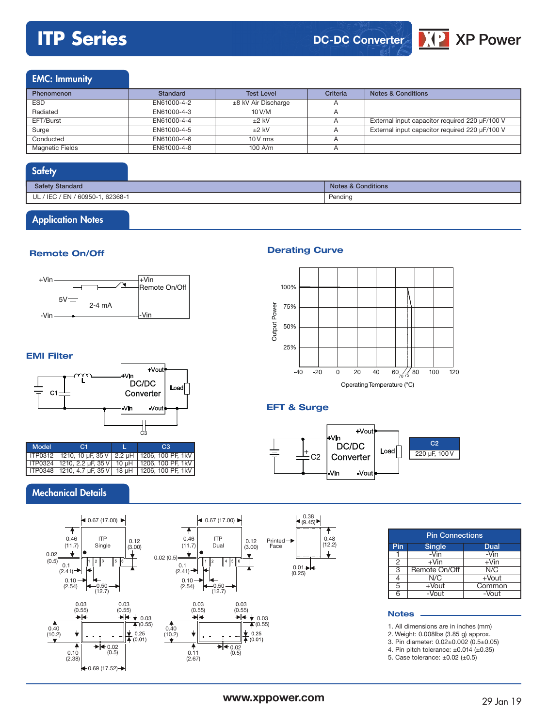# ITP Series

DC-DC Converter

XP Power

## EMC: Immunity

| Phenomenon | Standard | Test Level | Criteria | Notes & Conditions |
|---|---|---|---|---|
| ESD | EN61000-4-2 | ±8 kV Air Discharge | A | |
| Radiated | EN61000-4-3 | 10 V/M | A | |
| EFT/Burst | EN61000-4-4 | ±2 kV | A | External input capacitor required 220 µF/100 V |
| Surge | EN61000-4-5 | ±2 kV | A | External input capacitor required 220 µF/100 V |
| Conducted | EN61000-4-6 | 10 V rms | A | |
| Magnetic Fields | EN61000-4-8 | 100 A/m | A | |

## Safety

| Safety Standard | Notes & Conditions |
|---|---|
| UL / IEC / EN / 60950-1, 62368-1 | Pending |

## Application Notes

### Remote On/Off

+Vin
5V
2-4 mA
-Vin
+Vin
Remote On/Off
-Vin

### Derating Curve

Output Power
100%
75%
50%
25%
-40 -20 0 20 40 60 70 75 80 100 120
Operating Temperature (°C)

### EMI Filter

L
C1
+Vin
DC/DC Converter
-Vin
+Vout
-Vout
Load
C3

| Model | C1 | L | C3 |
|---|---|---|---|
| ITP0312 | 1210, 10 µF, 35 V | 2.2 µH | 1206, 100 PF, 1kV |
| ITP0324 | 1210, 2.2 µF, 35 V | 10 µH | 1206, 100 PF, 1kV |
| ITP0348 | 1210, 4.7 µF, 35 V | 18 µH | 1206, 100 PF, 1kV |

### EFT & Surge

+Vin
DC/DC Converter
-Vin
+Vout
-Vout
Load
C2

| C2 |
|---|
| 220 µF, 100 V |

## Mechanical Details

ITP Single: 0.67 (17.00), 0.46 (11.7), 0.12 (3.00), 0.02 (0.5), 0.1 (2.41), 0.10 (2.54), 0.50 (12.7), 0.03 (0.55), 0.40 (10.2), 0.25 (0.01), 0.02 (0.5), 0.10 (2.38), 0.69 (17.52)

ITP Dual: 0.67 (17.00), 0.46 (11.7), 0.12 (3.00), 0.02 (0.5), 0.1 (2.41), 0.10 (2.54), 0.50 (12.7), 0.03 (0.55), 0.40 (10.2), 0.25 (0.01), 0.02 (0.5), 0.11 (2.67)

Printed Face: 0.38 (9.45), 0.48 (12.2), 0.01 (0.25)

| Pin Connections | | |
|---|---|---|
| Pin | Single | Dual |
| 1 | -Vin | -Vin |
| 2 | +Vin | +Vin |
| 3 | Remote On/Off | N/C |
| 4 | N/C | +Vout |
| 5 | +Vout | Common |
| 6 | -Vout | -Vout |

### Notes

1. All dimensions are in inches (mm)
2. Weight: 0.008lbs (3.85 g) approx.
3. Pin diameter: 0.02±0.002 (0.5±0.05)
4. Pin pitch tolerance: ±0.014 (±0.35)
5. Case tolerance: ±0.02 (±0.5)

www.xppower.com

29 Jan 19